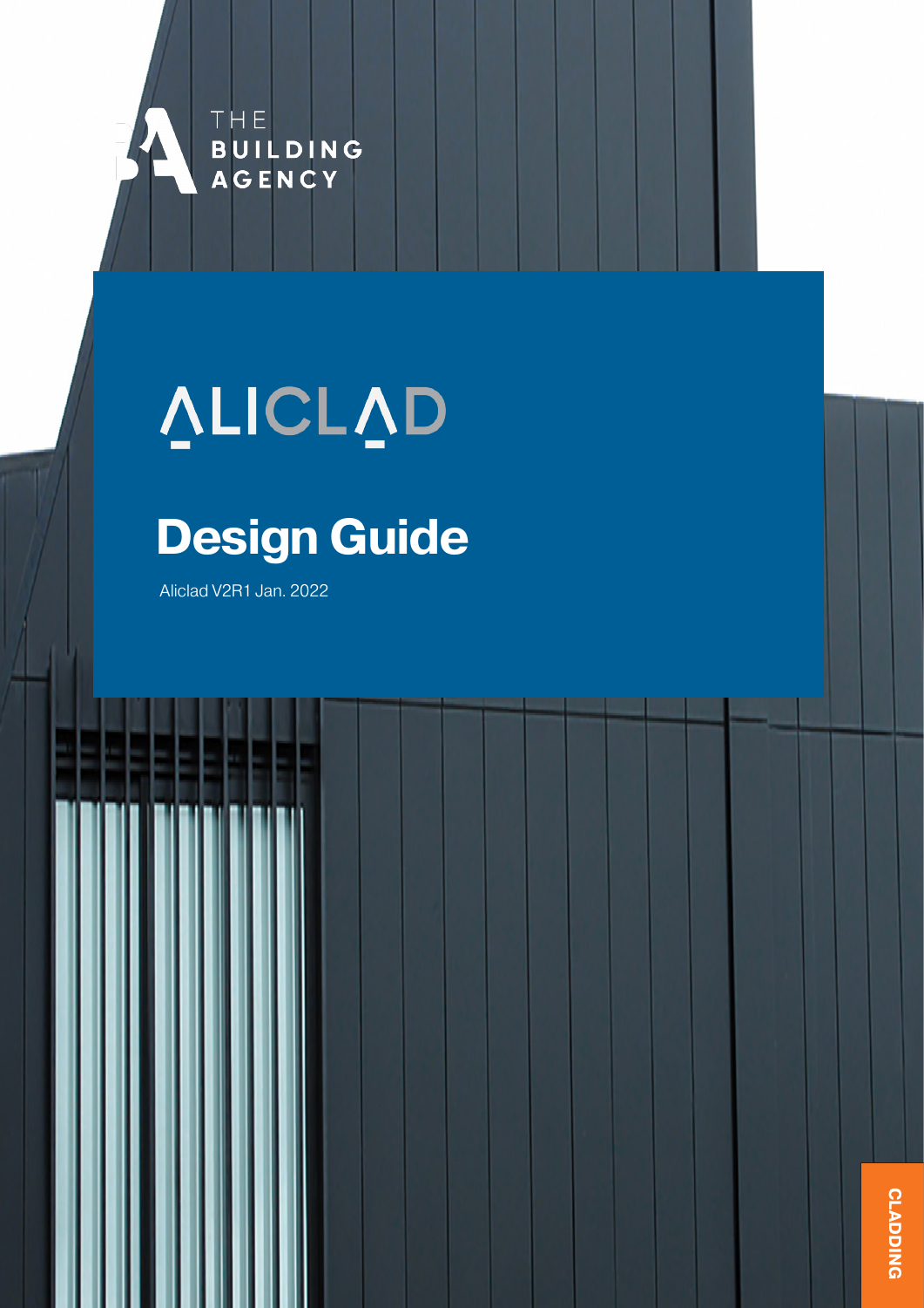THE BUILDING AGENCY

# ALICLAD

## Design Guide

Aliclad V2R1 Jan. 2022

CLADDING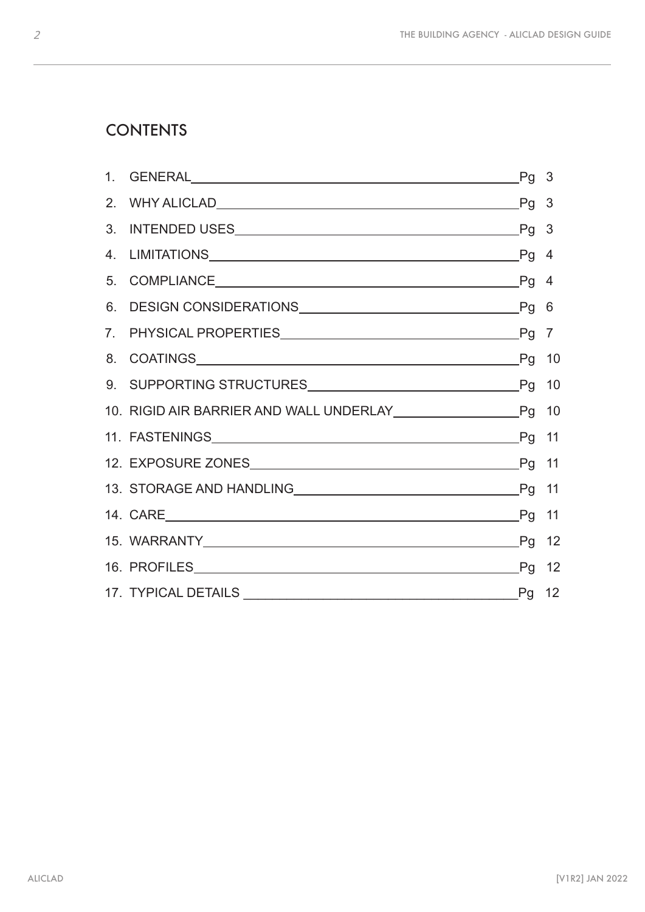# CONTENTS

| | | |
|---|---|---|
| 1. | GENERAL | Pg 3 |
| 2. | WHY ALICLAD | Pg 3 |
| 3. | INTENDED USES | Pg 3 |
| 4. | LIMITATIONS | Pg 4 |
| 5. | COMPLIANCE | Pg 4 |
| 6. | DESIGN CONSIDERATIONS | Pg 6 |
| 7. | PHYSICAL PROPERTIES | Pg 7 |
| 8. | COATINGS | Pg 10 |
| 9. | SUPPORTING STRUCTURES | Pg 10 |
| 10. | RIGID AIR BARRIER AND WALL UNDERLAY | Pg 10 |
| 11. | FASTENINGS | Pg 11 |
| 12. | EXPOSURE ZONES | Pg 11 |
| 13. | STORAGE AND HANDLING | Pg 11 |
| 14. | CARE | Pg 11 |
| 15. | WARRANTY | Pg 12 |
| 16. | PROFILES | Pg 12 |
| 17. | TYPICAL DETAILS | Pg 12 |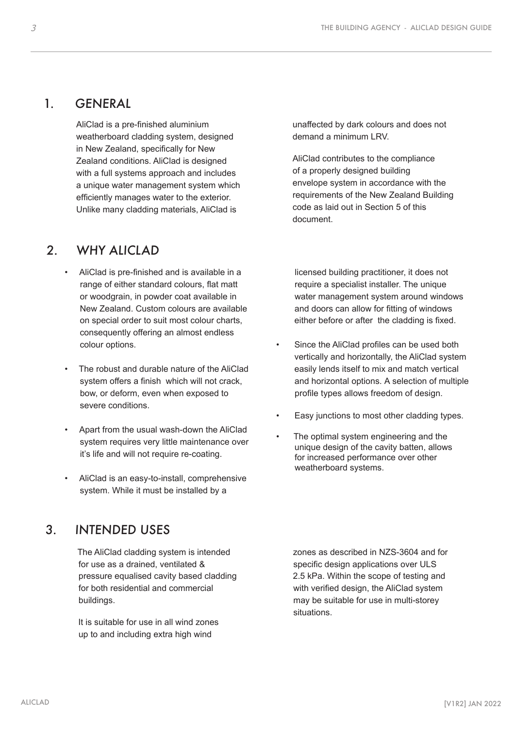## 1. GENERAL

AliClad is a pre-finished aluminium weatherboard cladding system, designed in New Zealand, specifically for New Zealand conditions. AliClad is designed with a full systems approach and includes a unique water management system which efficiently manages water to the exterior. Unlike many cladding materials, AliClad is unaffected by dark colours and does not demand a minimum LRV.

AliClad contributes to the compliance of a properly designed building envelope system in accordance with the requirements of the New Zealand Building code as laid out in Section 5 of this document.

## 2. WHY ALICLAD

- AliClad is pre-finished and is available in a range of either standard colours, flat matt or woodgrain, in powder coat available in New Zealand. Custom colours are available on special order to suit most colour charts, consequently offering an almost endless colour options.
- The robust and durable nature of the AliClad system offers a finish which will not crack, bow, or deform, even when exposed to severe conditions.
- Apart from the usual wash-down the AliClad system requires very little maintenance over it's life and will not require re-coating.
- AliClad is an easy-to-install, comprehensive system. While it must be installed by a licensed building practitioner, it does not require a specialist installer. The unique water management system around windows and doors can allow for fitting of windows either before or after the cladding is fixed.
- Since the AliClad profiles can be used both vertically and horizontally, the AliClad system easily lends itself to mix and match vertical and horizontal options. A selection of multiple profile types allows freedom of design.
- Easy junctions to most other cladding types.
- The optimal system engineering and the unique design of the cavity batten, allows for increased performance over other weatherboard systems.

## 3. INTENDED USES

The AliClad cladding system is intended for use as a drained, ventilated & pressure equalised cavity based cladding for both residential and commercial buildings.

It is suitable for use in all wind zones up to and including extra high wind zones as described in NZS-3604 and for specific design applications over ULS 2.5 kPa. Within the scope of testing and with verified design, the AliClad system may be suitable for use in multi-storey situations.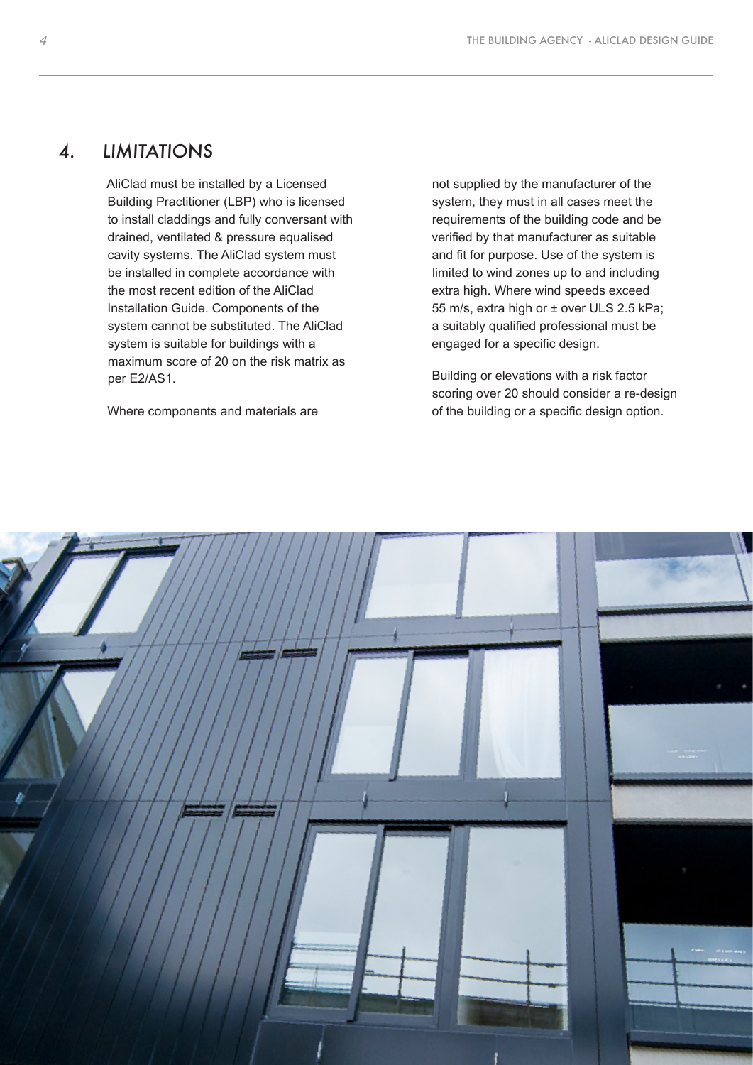## 4. LIMITATIONS

AliClad must be installed by a Licensed Building Practitioner (LBP) who is licensed to install claddings and fully conversant with drained, ventilated & pressure equalised cavity systems. The AliClad system must be installed in complete accordance with the most recent edition of the AliClad Installation Guide. Components of the system cannot be substituted. The AliClad system is suitable for buildings with a maximum score of 20 on the risk matrix as per E2/AS1.

Where components and materials are not supplied by the manufacturer of the system, they must in all cases meet the requirements of the building code and be verified by that manufacturer as suitable and fit for purpose. Use of the system is limited to wind zones up to and including extra high. Where wind speeds exceed 55 m/s, extra high or ± over ULS 2.5 kPa; a suitably qualified professional must be engaged for a specific design.

Building or elevations with a risk factor scoring over 20 should consider a re-design of the building or a specific design option.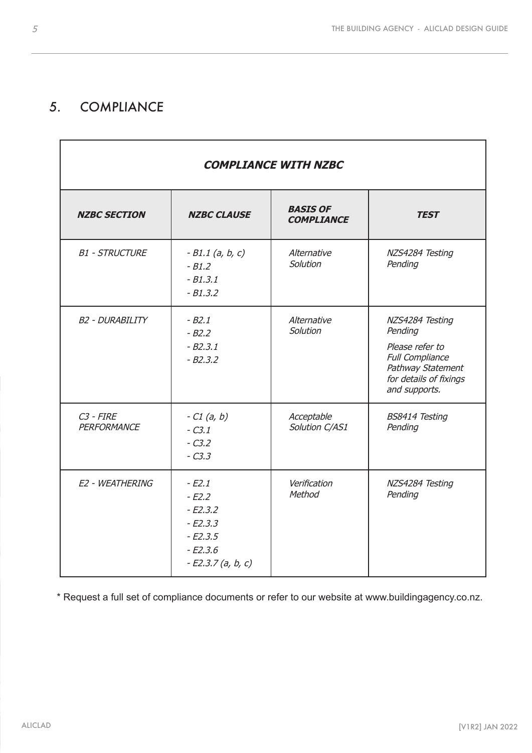# 5. COMPLIANCE

| ***COMPLIANCE WITH NZBC*** | | | |
|---|---|---|---|
| ***NZBC SECTION*** | ***NZBC CLAUSE*** | ***BASIS OF COMPLIANCE*** | ***TEST*** |
| *B1 - STRUCTURE* | *- B1.1 (a, b, c)*<br>*- B1.2*<br>*- B1.3.1*<br>*- B1.3.2* | *Alternative Solution* | *NZS4284 Testing Pending* |
| *B2 - DURABILITY* | *- B2.1*<br>*- B2.2*<br>*- B2.3.1*<br>*- B2.3.2* | *Alternative Solution* | *NZS4284 Testing Pending*<br>*Please refer to Full Compliance Pathway Statement for details of fixings and supports.* |
| *C3 - FIRE PERFORMANCE* | *- C1 (a, b)*<br>*- C3.1*<br>*- C3.2*<br>*- C3.3* | *Acceptable Solution C/AS1* | *BS8414 Testing Pending* |
| *E2 - WEATHERING* | *- E2.1*<br>*- E2.2*<br>*- E2.3.2*<br>*- E2.3.3*<br>*- E2.3.5*<br>*- E2.3.6*<br>*- E2.3.7 (a, b, c)* | *Verification Method* | *NZS4284 Testing Pending* |

* Request a full set of compliance documents or refer to our website at www.buildingagency.co.nz.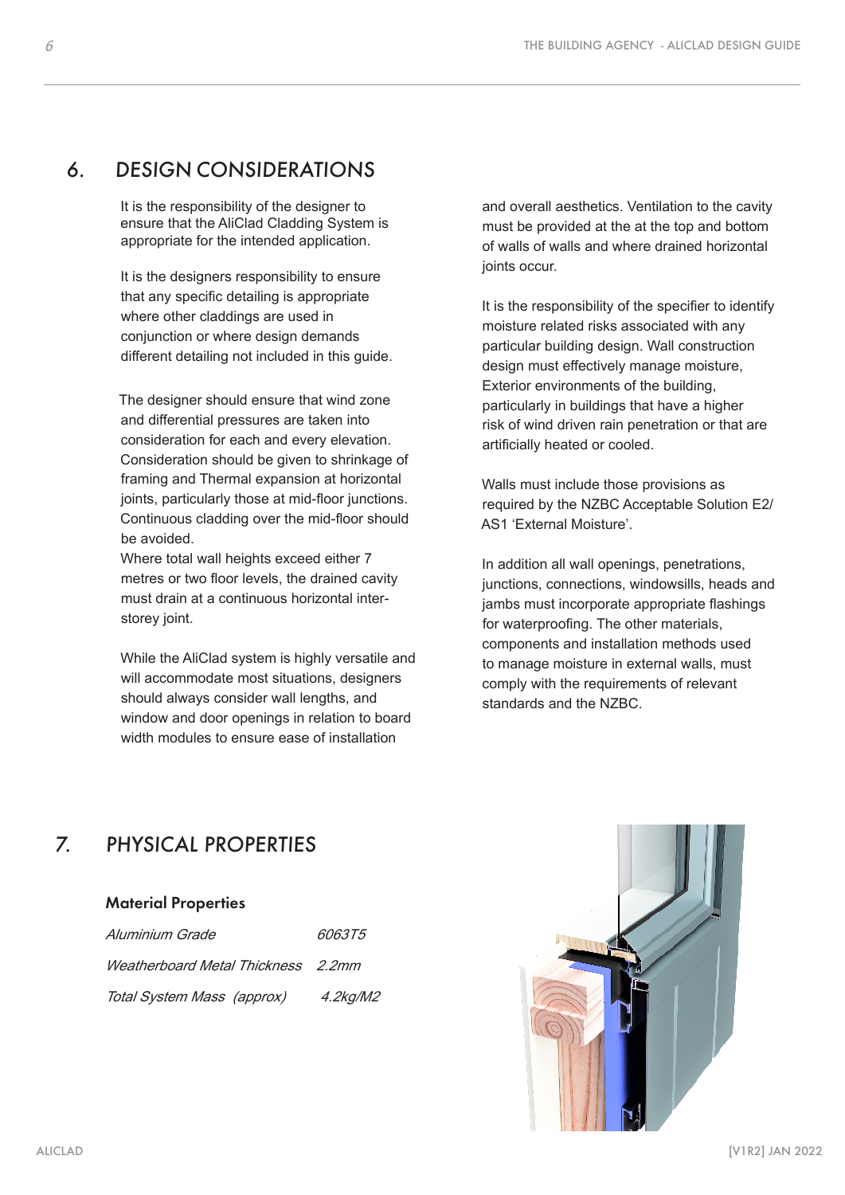## 6. DESIGN CONSIDERATIONS

It is the responsibility of the designer to ensure that the AliClad Cladding System is appropriate for the intended application.

It is the designers responsibility to ensure that any specific detailing is appropriate where other claddings are used in conjunction or where design demands different detailing not included in this guide.

The designer should ensure that wind zone and differential pressures are taken into consideration for each and every elevation. Consideration should be given to shrinkage of framing and Thermal expansion at horizontal joints, particularly those at mid-floor junctions. Continuous cladding over the mid-floor should be avoided.
Where total wall heights exceed either 7 metres or two floor levels, the drained cavity must drain at a continuous horizontal inter-storey joint.

While the AliClad system is highly versatile and will accommodate most situations, designers should always consider wall lengths, and window and door openings in relation to board width modules to ensure ease of installation and overall aesthetics. Ventilation to the cavity must be provided at the at the top and bottom of walls of walls and where drained horizontal joints occur.

It is the responsibility of the specifier to identify moisture related risks associated with any particular building design. Wall construction design must effectively manage moisture, Exterior environments of the building, particularly in buildings that have a higher risk of wind driven rain penetration or that are artificially heated or cooled.

Walls must include those provisions as required by the NZBC Acceptable Solution E2/AS1 'External Moisture'.

In addition all wall openings, penetrations, junctions, connections, windowsills, heads and jambs must incorporate appropriate flashings for waterproofing. The other materials, components and installation methods used to manage moisture in external walls, must comply with the requirements of relevant standards and the NZBC.

## 7. PHYSICAL PROPERTIES

### Material Properties

| | |
|---|---|
| *Aluminium Grade* | *6063T5* |
| *Weatherboard Metal Thickness* | *2.2mm* |
| *Total System Mass (approx)* | *4.2kg/M2* |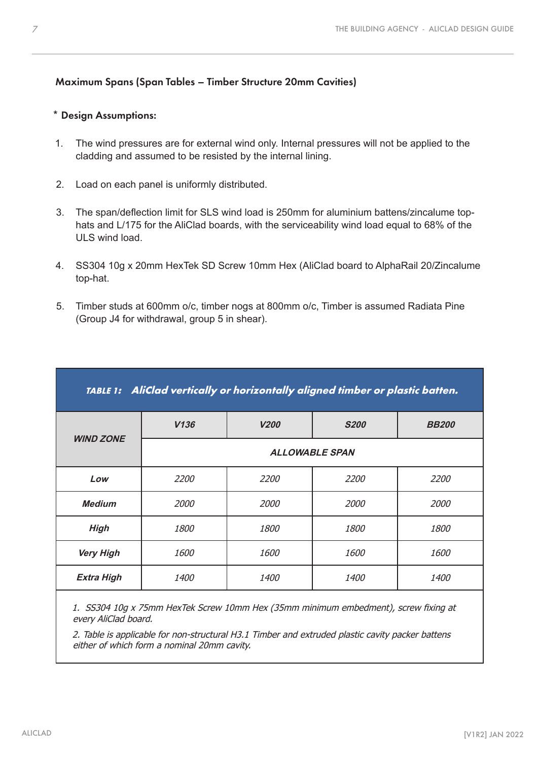### Maximum Spans (Span Tables – Timber Structure 20mm Cavities)

**\* Design Assumptions:**

1. The wind pressures are for external wind only. Internal pressures will not be applied to the cladding and assumed to be resisted by the internal lining.
2. Load on each panel is uniformly distributed.
3. The span/deflection limit for SLS wind load is 250mm for aluminium battens/zincalume top-hats and L/175 for the AliClad boards, with the serviceability wind load equal to 68% of the ULS wind load.
4. SS304 10g x 20mm HexTek SD Screw 10mm Hex (AliClad board to AlphaRail 20/Zincalume top-hat.
5. Timber studs at 600mm o/c, timber nogs at 800mm o/c, Timber is assumed Radiata Pine (Group J4 for withdrawal, group 5 in shear).

**TABLE 1: AliClad vertically or horizontally aligned timber or plastic batten.**

| WIND ZONE | V136 | V200 | S200 | BB200 |
|---|---|---|---|---|
| | ALLOWABLE SPAN | | | |
| **Low** | 2200 | 2200 | 2200 | 2200 |
| **Medium** | 2000 | 2000 | 2000 | 2000 |
| **High** | 1800 | 1800 | 1800 | 1800 |
| **Very High** | 1600 | 1600 | 1600 | 1600 |
| **Extra High** | 1400 | 1400 | 1400 | 1400 |

*1. SS304 10g x 75mm HexTek Screw 10mm Hex (35mm minimum embedment), screw fixing at every AliClad board.*

*2. Table is applicable for non-structural H3.1 Timber and extruded plastic cavity packer battens either of which form a nominal 20mm cavity.*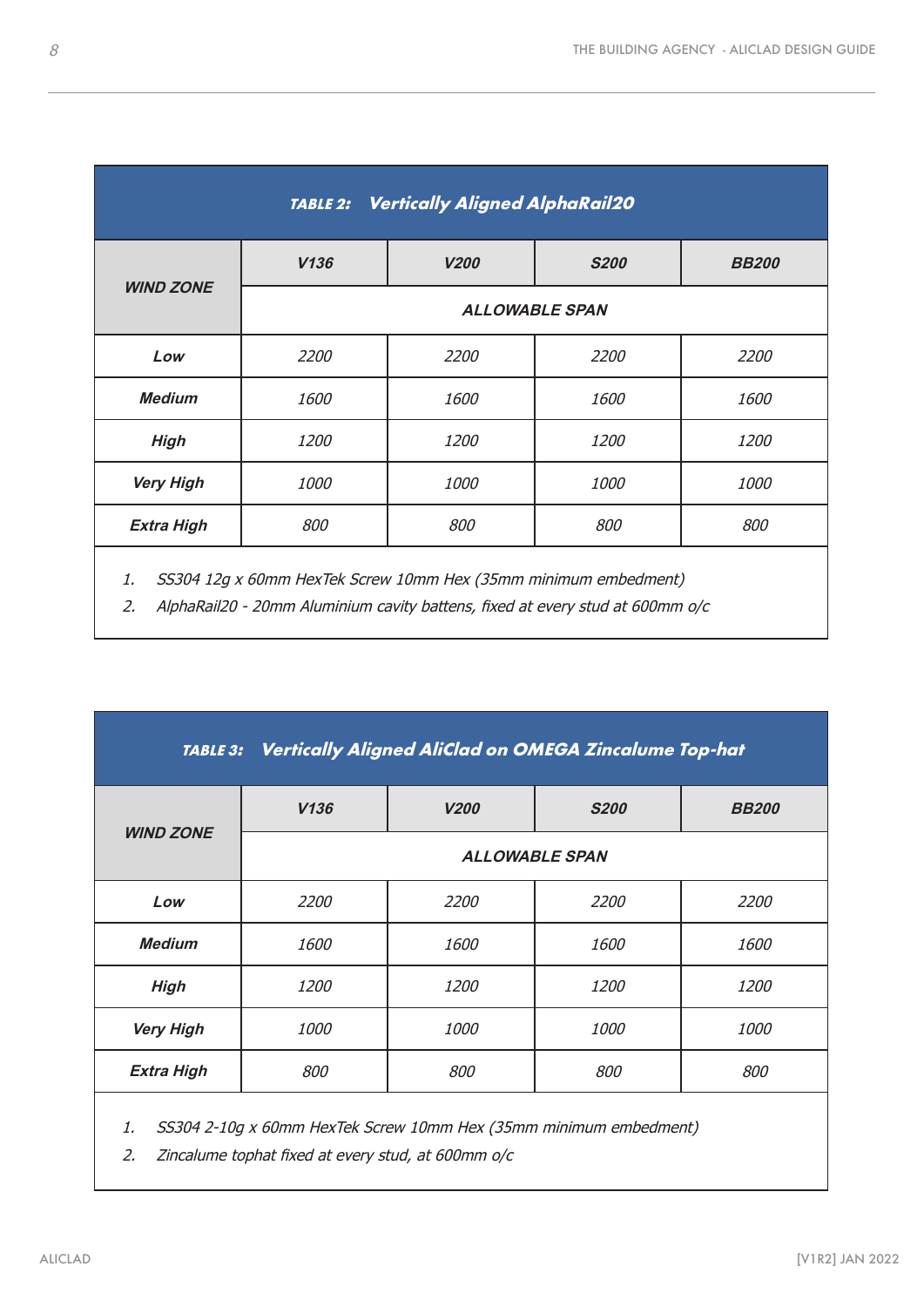**TABLE 2: Vertically Aligned AlphaRail20**

| WIND ZONE | V136 | V200 | S200 | BB200 |
|---|---|---|---|---|
| | ALLOWABLE SPAN | | | |
| Low | 2200 | 2200 | 2200 | 2200 |
| Medium | 1600 | 1600 | 1600 | 1600 |
| High | 1200 | 1200 | 1200 | 1200 |
| Very High | 1000 | 1000 | 1000 | 1000 |
| Extra High | 800 | 800 | 800 | 800 |

1. *SS304 12g x 60mm HexTek Screw 10mm Hex (35mm minimum embedment)*
2. *AlphaRail20 - 20mm Aluminium cavity battens, fixed at every stud at 600mm o/c*

**TABLE 3: Vertically Aligned AliClad on OMEGA Zincalume Top-hat**

| WIND ZONE | V136 | V200 | S200 | BB200 |
|---|---|---|---|---|
| | ALLOWABLE SPAN | | | |
| Low | 2200 | 2200 | 2200 | 2200 |
| Medium | 1600 | 1600 | 1600 | 1600 |
| High | 1200 | 1200 | 1200 | 1200 |
| Very High | 1000 | 1000 | 1000 | 1000 |
| Extra High | 800 | 800 | 800 | 800 |

1. *SS304 2-10g x 60mm HexTek Screw 10mm Hex (35mm minimum embedment)*
2. *Zincalume tophat fixed at every stud, at 600mm o/c*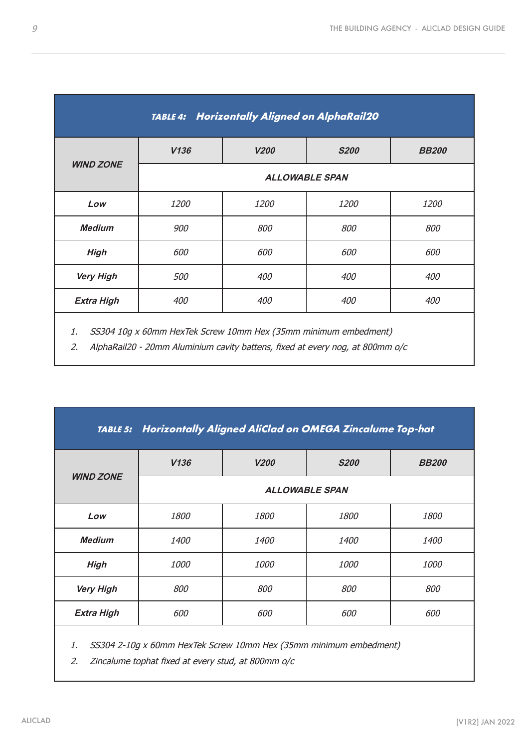**TABLE 4: Horizontally Aligned on AlphaRail20**

| WIND ZONE | V136 | V200 | S200 | BB200 |
|---|---|---|---|---|
| | ALLOWABLE SPAN | | | |
| Low | 1200 | 1200 | 1200 | 1200 |
| Medium | 900 | 800 | 800 | 800 |
| High | 600 | 600 | 600 | 600 |
| Very High | 500 | 400 | 400 | 400 |
| Extra High | 400 | 400 | 400 | 400 |

1. SS304 10g x 60mm HexTek Screw 10mm Hex (35mm minimum embedment)
2. AlphaRail20 - 20mm Aluminium cavity battens, fixed at every nog, at 800mm o/c

**TABLE 5: Horizontally Aligned AliClad on OMEGA Zincalume Top-hat**

| WIND ZONE | V136 | V200 | S200 | BB200 |
|---|---|---|---|---|
| | ALLOWABLE SPAN | | | |
| Low | 1800 | 1800 | 1800 | 1800 |
| Medium | 1400 | 1400 | 1400 | 1400 |
| High | 1000 | 1000 | 1000 | 1000 |
| Very High | 800 | 800 | 800 | 800 |
| Extra High | 600 | 600 | 600 | 600 |

1. SS304 2-10g x 60mm HexTek Screw 10mm Hex (35mm minimum embedment)
2. Zincalume tophat fixed at every stud, at 800mm o/c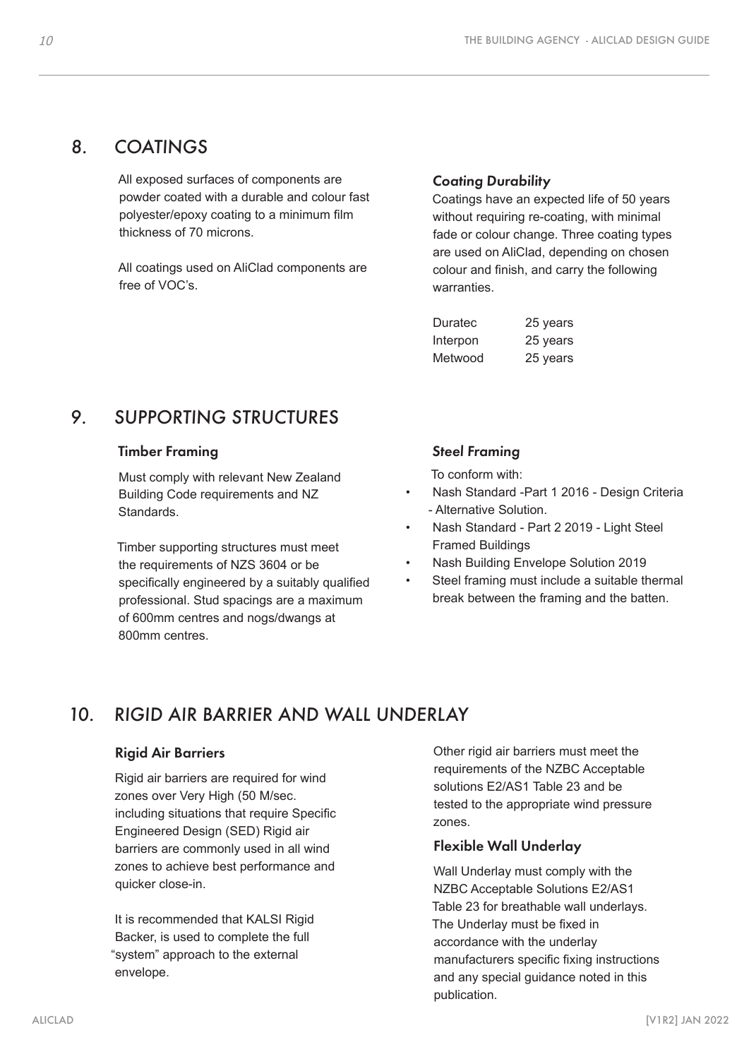## 8. COATINGS

All exposed surfaces of components are powder coated with a durable and colour fast polyester/epoxy coating to a minimum film thickness of 70 microns.

All coatings used on AliClad components are free of VOC's.

### Coating Durability

Coatings have an expected life of 50 years without requiring re-coating, with minimal fade or colour change. Three coating types are used on AliClad, depending on chosen colour and finish, and carry the following warranties.

| | |
|---|---|
| Duratec | 25 years |
| Interpon | 25 years |
| Metwood | 25 years |

## 9. SUPPORTING STRUCTURES

### Timber Framing

Must comply with relevant New Zealand Building Code requirements and NZ Standards.

Timber supporting structures must meet the requirements of NZS 3604 or be specifically engineered by a suitably qualified professional. Stud spacings are a maximum of 600mm centres and nogs/dwangs at 800mm centres.

### Steel Framing

To conform with:

- Nash Standard -Part 1 2016 - Design Criteria - Alternative Solution.
- Nash Standard - Part 2 2019 - Light Steel Framed Buildings
- Nash Building Envelope Solution 2019
- Steel framing must include a suitable thermal break between the framing and the batten.

## 10. RIGID AIR BARRIER AND WALL UNDERLAY

### Rigid Air Barriers

Rigid air barriers are required for wind zones over Very High (50 M/sec. including situations that require Specific Engineered Design (SED) Rigid air barriers are commonly used in all wind zones to achieve best performance and quicker close-in.

It is recommended that KALSI Rigid Backer, is used to complete the full "system" approach to the external envelope.

Other rigid air barriers must meet the requirements of the NZBC Acceptable solutions E2/AS1 Table 23 and be tested to the appropriate wind pressure zones.

### Flexible Wall Underlay

Wall Underlay must comply with the NZBC Acceptable Solutions E2/AS1 Table 23 for breathable wall underlays. The Underlay must be fixed in accordance with the underlay manufacturers specific fixing instructions and any special guidance noted in this publication.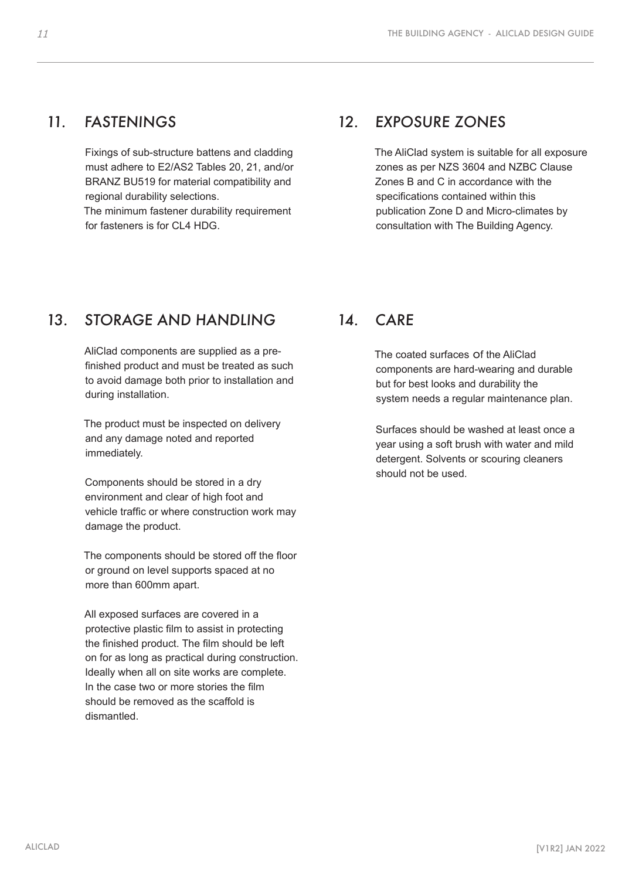## 11. FASTENINGS

Fixings of sub-structure battens and cladding must adhere to E2/AS2 Tables 20, 21, and/or BRANZ BU519 for material compatibility and regional durability selections.
The minimum fastener durability requirement for fasteners is for CL4 HDG.

## 12. EXPOSURE ZONES

The AliClad system is suitable for all exposure zones as per NZS 3604 and NZBC Clause Zones B and C in accordance with the specifications contained within this publication Zone D and Micro-climates by consultation with The Building Agency.

## 13. STORAGE AND HANDLING

AliClad components are supplied as a pre-finished product and must be treated as such to avoid damage both prior to installation and during installation.

The product must be inspected on delivery and any damage noted and reported immediately.

Components should be stored in a dry environment and clear of high foot and vehicle traffic or where construction work may damage the product.

The components should be stored off the floor or ground on level supports spaced at no more than 600mm apart.

All exposed surfaces are covered in a protective plastic film to assist in protecting the finished product. The film should be left on for as long as practical during construction. Ideally when all on site works are complete. In the case two or more stories the film should be removed as the scaffold is dismantled.

## 14. CARE

The coated surfaces of the AliClad components are hard-wearing and durable but for best looks and durability the system needs a regular maintenance plan.

Surfaces should be washed at least once a year using a soft brush with water and mild detergent. Solvents or scouring cleaners should not be used.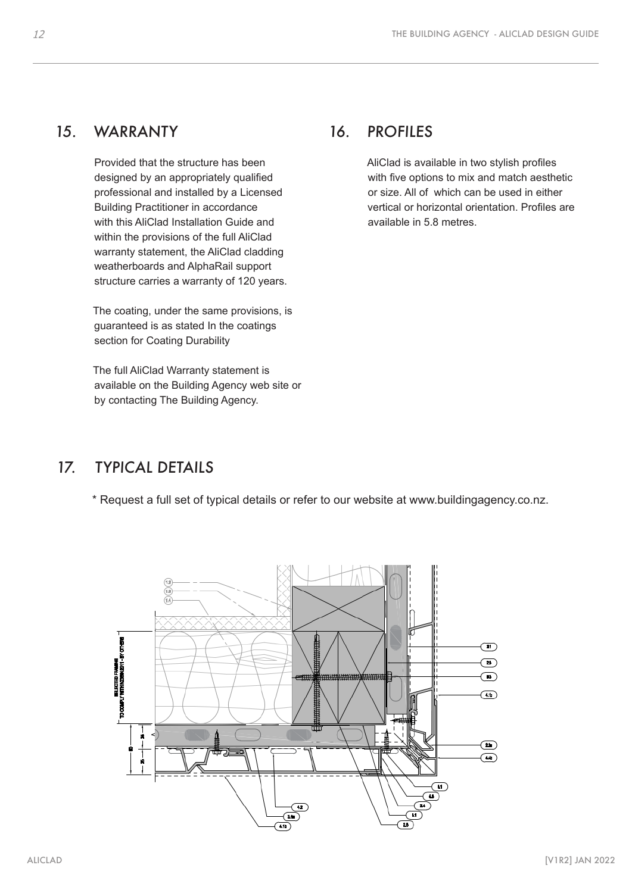## 15. WARRANTY

Provided that the structure has been designed by an appropriately qualified professional and installed by a Licensed Building Practitioner in accordance with this AliClad Installation Guide and within the provisions of the full AliClad warranty statement, the AliClad cladding weatherboards and AlphaRail support structure carries a warranty of 120 years.

The coating, under the same provisions, is guaranteed is as stated In the coatings section for Coating Durability

The full AliClad Warranty statement is available on the Building Agency web site or by contacting The Building Agency.

## 16. PROFILES

AliClad is available in two stylish profiles with five options to mix and match aesthetic or size. All of which can be used in either vertical or horizontal orientation. Profiles are available in 5.8 metres.

## 17. TYPICAL DETAILS

\* Request a full set of typical details or refer to our website at www.buildingagency.co.nz.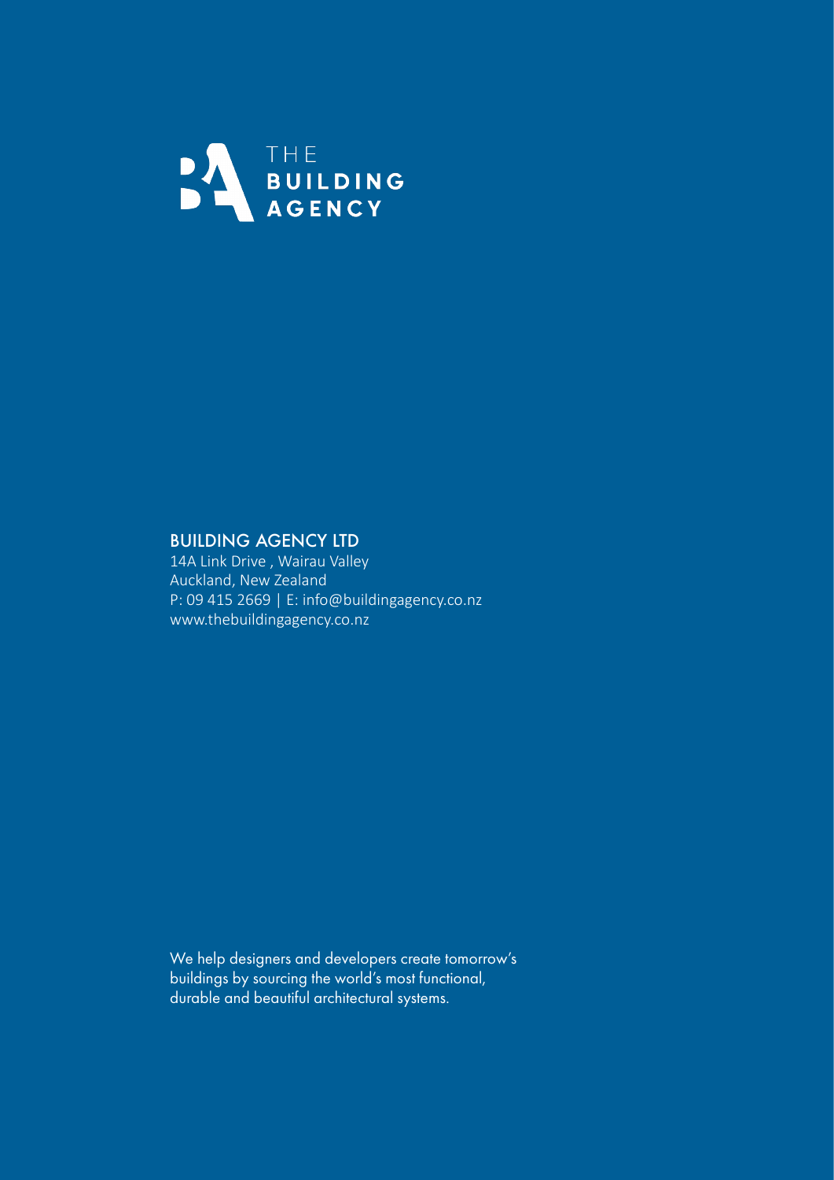THE
**BUILDING**
**AGENCY**

## BUILDING AGENCY LTD

14A Link Drive , Wairau Valley
Auckland, New Zealand
P: 09 415 2669 | E: info@buildingagency.co.nz
www.thebuildingagency.co.nz

We help designers and developers create tomorrow's buildings by sourcing the world's most functional, durable and beautiful architectural systems.